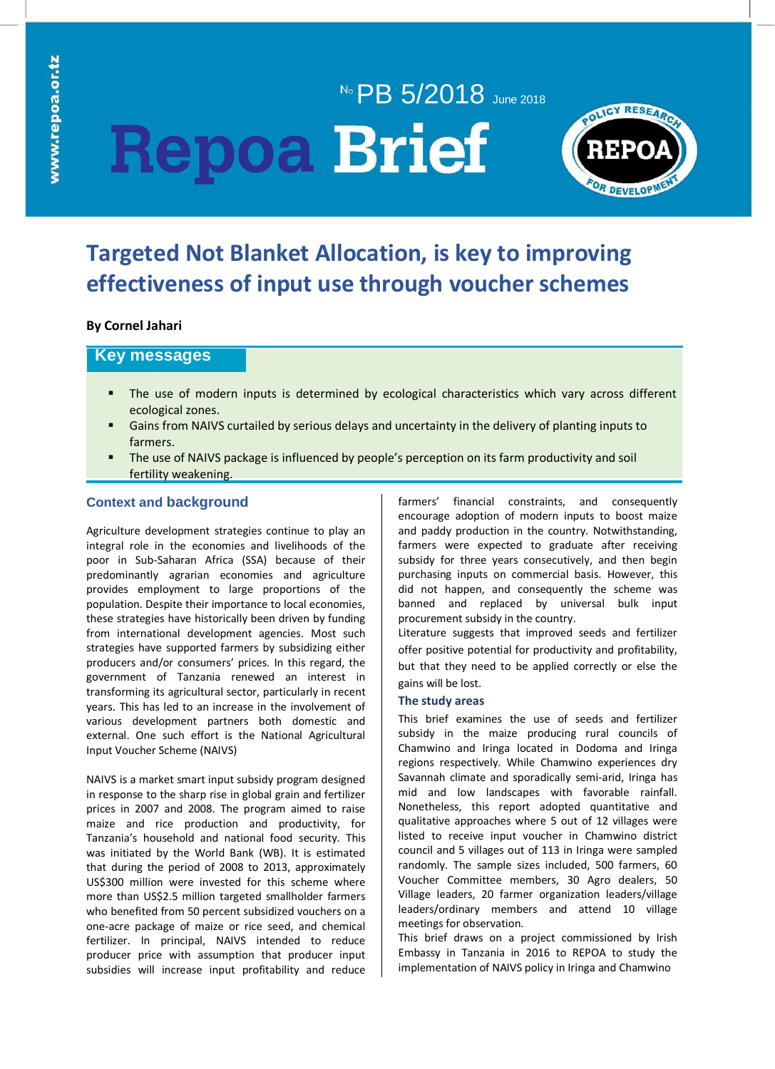№ PB 5/2018 June 2018

# Repoa Brief

# Targeted Not Blanket Allocation, is key to improving effectiveness of input use through voucher schemes

**By Cornel Jahari**

## Key messages

- The use of modern inputs is determined by ecological characteristics which vary across different ecological zones.
- Gains from NAIVS curtailed by serious delays and uncertainty in the delivery of planting inputs to farmers.
- The use of NAIVS package is influenced by people's perception on its farm productivity and soil fertility weakening.

## Context and background

Agriculture development strategies continue to play an integral role in the economies and livelihoods of the poor in Sub-Saharan Africa (SSA) because of their predominantly agrarian economies and agriculture provides employment to large proportions of the population. Despite their importance to local economies, these strategies have historically been driven by funding from international development agencies. Most such strategies have supported farmers by subsidizing either producers and/or consumers' prices. In this regard, the government of Tanzania renewed an interest in transforming its agricultural sector, particularly in recent years. This has led to an increase in the involvement of various development partners both domestic and external. One such effort is the National Agricultural Input Voucher Scheme (NAIVS)

NAIVS is a market smart input subsidy program designed in response to the sharp rise in global grain and fertilizer prices in 2007 and 2008. The program aimed to raise maize and rice production and productivity, for Tanzania's household and national food security. This was initiated by the World Bank (WB). It is estimated that during the period of 2008 to 2013, approximately US$300 million were invested for this scheme where more than US$2.5 million targeted smallholder farmers who benefited from 50 percent subsidized vouchers on a one-acre package of maize or rice seed, and chemical fertilizer. In principal, NAIVS intended to reduce producer price with assumption that producer input subsidies will increase input profitability and reduce farmers' financial constraints, and consequently encourage adoption of modern inputs to boost maize and paddy production in the country. Notwithstanding, farmers were expected to graduate after receiving subsidy for three years consecutively, and then begin purchasing inputs on commercial basis. However, this did not happen, and consequently the scheme was banned and replaced by universal bulk input procurement subsidy in the country.

Literature suggests that improved seeds and fertilizer offer positive potential for productivity and profitability, but that they need to be applied correctly or else the gains will be lost.

### The study areas

This brief examines the use of seeds and fertilizer subsidy in the maize producing rural councils of Chamwino and Iringa located in Dodoma and Iringa regions respectively. While Chamwino experiences dry Savannah climate and sporadically semi-arid, Iringa has mid and low landscapes with favorable rainfall. Nonetheless, this report adopted quantitative and qualitative approaches where 5 out of 12 villages were listed to receive input voucher in Chamwino district council and 5 villages out of 113 in Iringa were sampled randomly. The sample sizes included, 500 farmers, 60 Voucher Committee members, 30 Agro dealers, 50 Village leaders, 20 farmer organization leaders/village leaders/ordinary members and attend 10 village meetings for observation.

This brief draws on a project commissioned by Irish Embassy in Tanzania in 2016 to REPOA to study the implementation of NAIVS policy in Iringa and Chamwino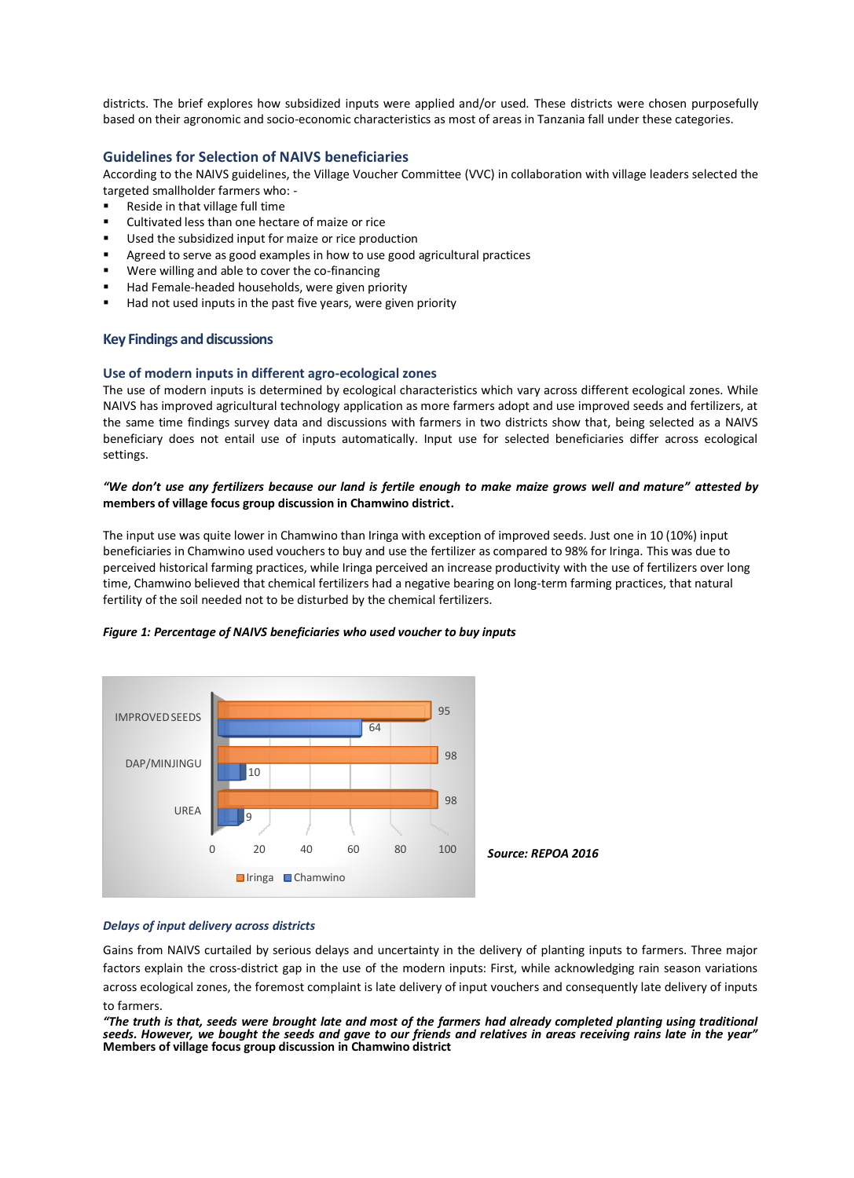districts. The brief explores how subsidized inputs were applied and/or used. These districts were chosen purposefully based on their agronomic and socio-economic characteristics as most of areas in Tanzania fall under these categories.

## Guidelines for Selection of NAIVS beneficiaries

According to the NAIVS guidelines, the Village Voucher Committee (VVC) in collaboration with village leaders selected the targeted smallholder farmers who: -

- Reside in that village full time
- Cultivated less than one hectare of maize or rice
- Used the subsidized input for maize or rice production
- Agreed to serve as good examples in how to use good agricultural practices
- Were willing and able to cover the co-financing
- Had Female-headed households, were given priority
- Had not used inputs in the past five years, were given priority

## Key Findings and discussions

### Use of modern inputs in different agro-ecological zones

The use of modern inputs is determined by ecological characteristics which vary across different ecological zones. While NAIVS has improved agricultural technology application as more farmers adopt and use improved seeds and fertilizers, at the same time findings survey data and discussions with farmers in two districts show that, being selected as a NAIVS beneficiary does not entail use of inputs automatically. Input use for selected beneficiaries differ across ecological settings.

***"We don't use any fertilizers because our land is fertile enough to make maize grows well and mature" attested by*** **members of village focus group discussion in Chamwino district.**

The input use was quite lower in Chamwino than Iringa with exception of improved seeds. Just one in 10 (10%) input beneficiaries in Chamwino used vouchers to buy and use the fertilizer as compared to 98% for Iringa. This was due to perceived historical farming practices, while Iringa perceived an increase productivity with the use of fertilizers over long time, Chamwino believed that chemical fertilizers had a negative bearing on long-term farming practices, that natural fertility of the soil needed not to be disturbed by the chemical fertilizers.

***Figure 1: Percentage of NAIVS beneficiaries who used voucher to buy inputs***

| | Iringa | Chamwino |
|---|---|---|
| IMPROVED SEEDS | 95 | 64 |
| DAP/MINJINGU | 98 | 10 |
| UREA | 98 | 9 |

***Source: REPOA 2016***

#### *Delays of input delivery across districts*

Gains from NAIVS curtailed by serious delays and uncertainty in the delivery of planting inputs to farmers. Three major factors explain the cross-district gap in the use of the modern inputs: First, while acknowledging rain season variations across ecological zones, the foremost complaint is late delivery of input vouchers and consequently late delivery of inputs to farmers.

***"The truth is that, seeds were brought late and most of the farmers had already completed planting using traditional seeds. However, we bought the seeds and gave to our friends and relatives in areas receiving rains late in the year"*** **Members of village focus group discussion in Chamwino district**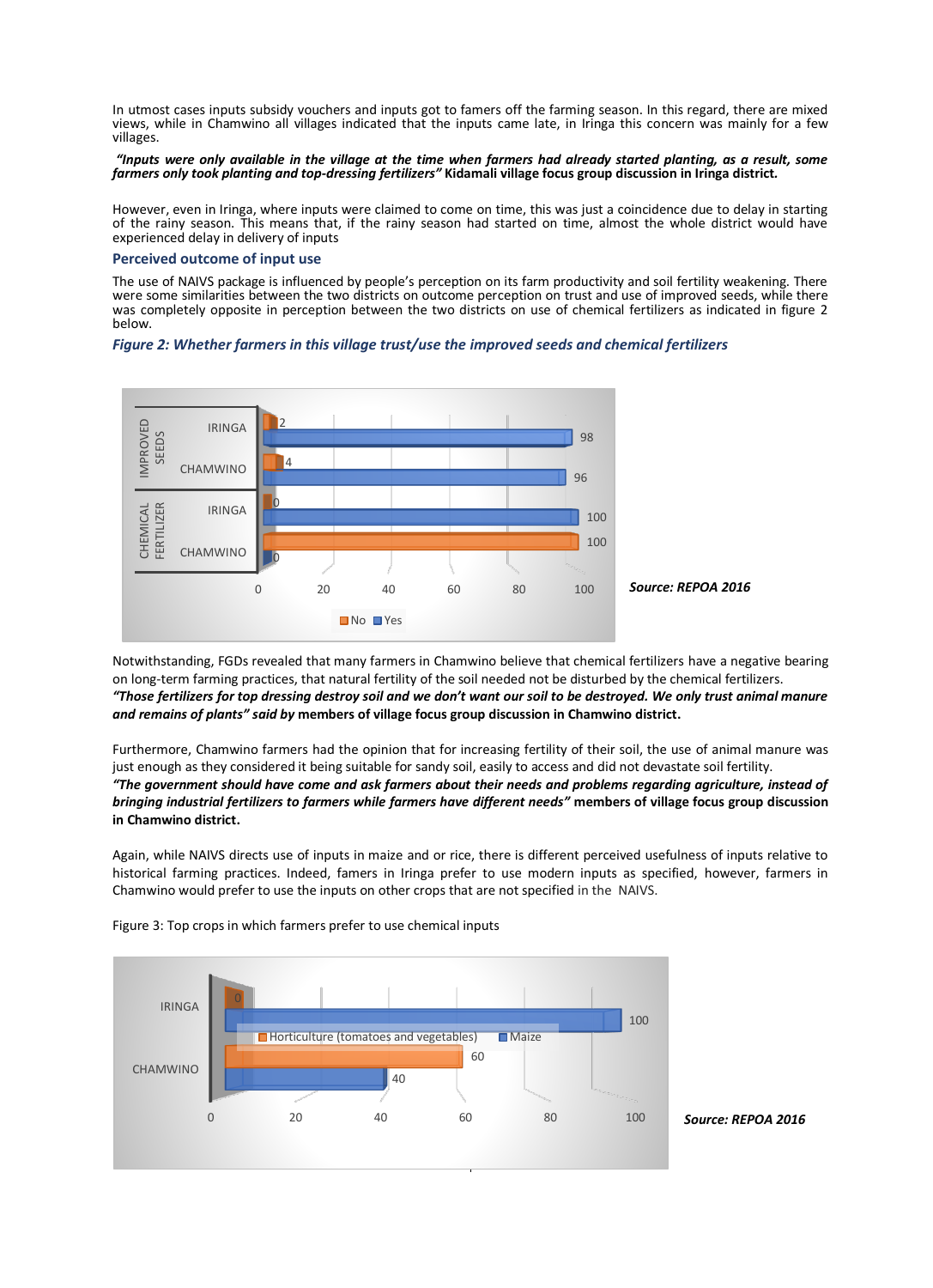In utmost cases inputs subsidy vouchers and inputs got to famers off the farming season. In this regard, there are mixed views, while in Chamwino all villages indicated that the inputs came late, in Iringa this concern was mainly for a few villages.

***"Inputs were only available in the village at the time when farmers had already started planting, as a result, some farmers only took planting and top-dressing fertilizers"*** **Kidamali village focus group discussion in Iringa district.**

However, even in Iringa, where inputs were claimed to come on time, this was just a coincidence due to delay in starting of the rainy season. This means that, if the rainy season had started on time, almost the whole district would have experienced delay in delivery of inputs

### Perceived outcome of input use

The use of NAIVS package is influenced by people's perception on its farm productivity and soil fertility weakening. There were some similarities between the two districts on outcome perception on trust and use of improved seeds, while there was completely opposite in perception between the two districts on use of chemical fertilizers as indicated in figure 2 below.

***Figure 2: Whether farmers in this village trust/use the improved seeds and chemical fertilizers***

| | District | No | Yes |
|---|---|---|---|
| IMPROVED SEEDS | IRINGA | 2 | 98 |
| | CHAMWINO | 4 | 96 |
| CHEMICAL FERTILIZER | IRINGA | 0 | 100 |
| | CHAMWINO | 100 | 0 |

***Source: REPOA 2016***

Notwithstanding, FGDs revealed that many farmers in Chamwino believe that chemical fertilizers have a negative bearing on long-term farming practices, that natural fertility of the soil needed not be disturbed by the chemical fertilizers.
***"Those fertilizers for top dressing destroy soil and we don't want our soil to be destroyed. We only trust animal manure and remains of plants" said by*** **members of village focus group discussion in Chamwino district.**

Furthermore, Chamwino farmers had the opinion that for increasing fertility of their soil, the use of animal manure was just enough as they considered it being suitable for sandy soil, easily to access and did not devastate soil fertility.
***"The government should have come and ask farmers about their needs and problems regarding agriculture, instead of bringing industrial fertilizers to farmers while farmers have different needs"*** **members of village focus group discussion in Chamwino district.**

Again, while NAIVS directs use of inputs in maize and or rice, there is different perceived usefulness of inputs relative to historical farming practices. Indeed, famers in Iringa prefer to use modern inputs as specified, however, farmers in Chamwino would prefer to use the inputs on other crops that are not specified in the NAIVS.

Figure 3: Top crops in which farmers prefer to use chemical inputs

| District | Horticulture (tomatoes and vegetables) | Maize |
|---|---|---|
| IRINGA | 0 | 100 |
| CHAMWINO | 60 | 40 |

***Source: REPOA 2016***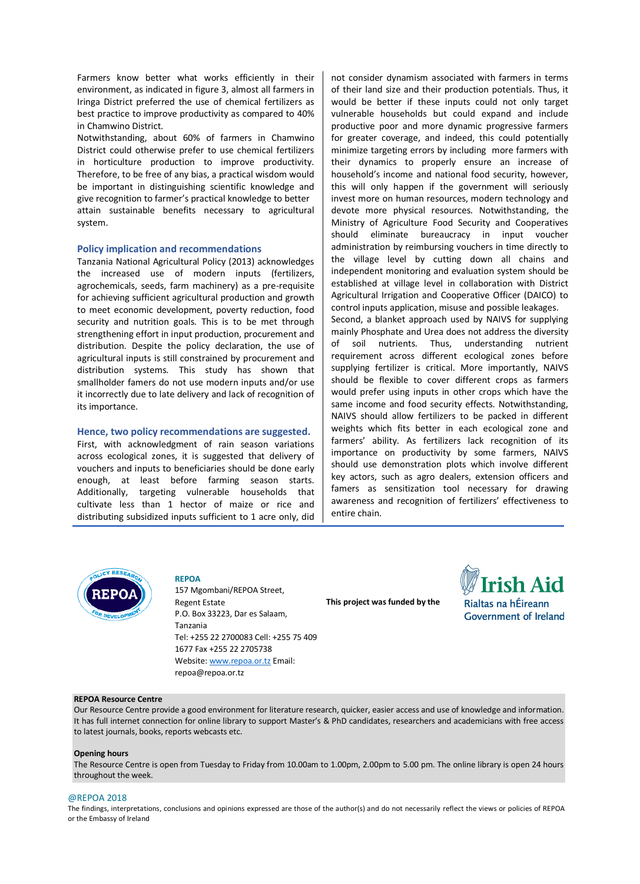Farmers know better what works efficiently in their environment, as indicated in figure 3, almost all farmers in Iringa District preferred the use of chemical fertilizers as best practice to improve productivity as compared to 40% in Chamwino District.

Notwithstanding, about 60% of farmers in Chamwino District could otherwise prefer to use chemical fertilizers in horticulture production to improve productivity. Therefore, to be free of any bias, a practical wisdom would be important in distinguishing scientific knowledge and give recognition to farmer's practical knowledge to better attain sustainable benefits necessary to agricultural system.

## Policy implication and recommendations

Tanzania National Agricultural Policy (2013) acknowledges the increased use of modern inputs (fertilizers, agrochemicals, seeds, farm machinery) as a pre-requisite for achieving sufficient agricultural production and growth to meet economic development, poverty reduction, food security and nutrition goals. This is to be met through strengthening effort in input production, procurement and distribution. Despite the policy declaration, the use of agricultural inputs is still constrained by procurement and distribution systems. This study has shown that smallholder famers do not use modern inputs and/or use it incorrectly due to late delivery and lack of recognition of its importance.

## Hence, two policy recommendations are suggested.

First, with acknowledgment of rain season variations across ecological zones, it is suggested that delivery of vouchers and inputs to beneficiaries should be done early enough, at least before farming season starts. Additionally, targeting vulnerable households that cultivate less than 1 hector of maize or rice and distributing subsidized inputs sufficient to 1 acre only, did not consider dynamism associated with farmers in terms of their land size and their production potentials. Thus, it would be better if these inputs could not only target vulnerable households but could expand and include productive poor and more dynamic progressive farmers for greater coverage, and indeed, this could potentially minimize targeting errors by including more farmers with their dynamics to properly ensure an increase of household's income and national food security, however, this will only happen if the government will seriously invest more on human resources, modern technology and devote more physical resources. Notwithstanding, the Ministry of Agriculture Food Security and Cooperatives should eliminate bureaucracy in input voucher administration by reimbursing vouchers in time directly to the village level by cutting down all chains and independent monitoring and evaluation system should be established at village level in collaboration with District Agricultural Irrigation and Cooperative Officer (DAICO) to control inputs application, misuse and possible leakages.

Second, a blanket approach used by NAIVS for supplying mainly Phosphate and Urea does not address the diversity of soil nutrients. Thus, understanding nutrient requirement across different ecological zones before supplying fertilizer is critical. More importantly, NAIVS should be flexible to cover different crops as farmers would prefer using inputs in other crops which have the same income and food security effects. Notwithstanding, NAIVS should allow fertilizers to be packed in different weights which fits better in each ecological zone and farmers' ability. As fertilizers lack recognition of its importance on productivity by some farmers, NAIVS should use demonstration plots which involve different key actors, such as agro dealers, extension officers and famers as sensitization tool necessary for drawing awareness and recognition of fertilizers' effectiveness to entire chain.

**REPOA**
157 Mgombani/REPOA Street,
Regent Estate
P.O. Box 33223, Dar es Salaam,
Tanzania
Tel: +255 22 2700083 Cell: +255 75 409 1677 Fax +255 22 2705738
Website: www.repoa.or.tz Email: repoa@repoa.or.tz

**This project was funded by the**

Irish Aid
Rialtas na hÉireann
Government of Ireland

**REPOA Resource Centre**
Our Resource Centre provide a good environment for literature research, quicker, easier access and use of knowledge and information. It has full internet connection for online library to support Master's & PhD candidates, researchers and academicians with free access to latest journals, books, reports webcasts etc.

**Opening hours**
The Resource Centre is open from Tuesday to Friday from 10.00am to 1.00pm, 2.00pm to 5.00 pm. The online library is open 24 hours throughout the week.

@REPOA 2018
The findings, interpretations, conclusions and opinions expressed are those of the author(s) and do not necessarily reflect the views or policies of REPOA or the Embassy of Ireland